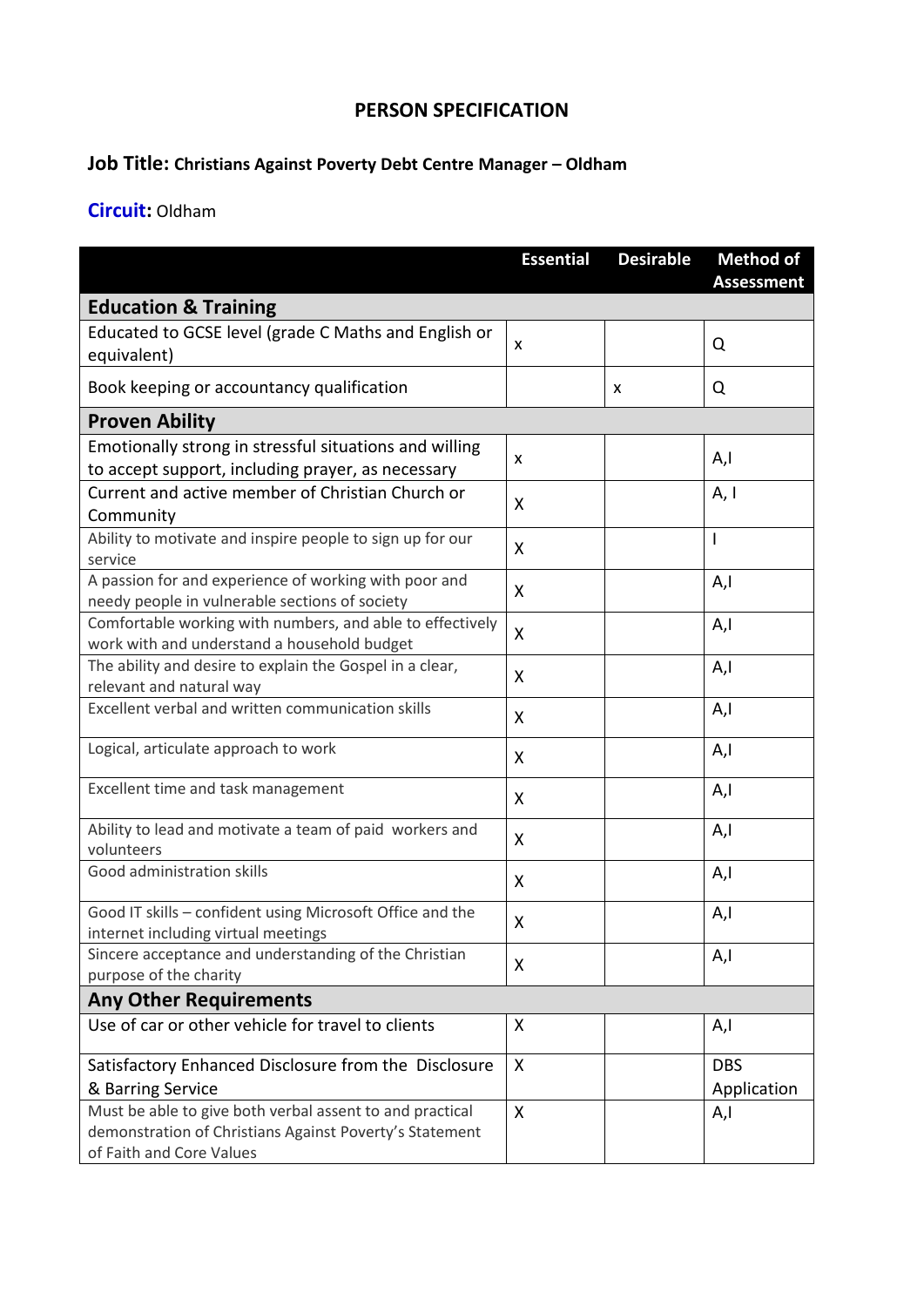# PERSON SPECIFICATION

**Job Title: Christians Against Poverty Debt Centre Manager – Oldham**

**Circuit:** Oldham

| | Essential | Desirable | Method of Assessment |
|---|---|---|---|
| **Education & Training** | | | |
| Educated to GCSE level (grade C Maths and English or equivalent) | x | | Q |
| Book keeping or accountancy qualification | | x | Q |
| **Proven Ability** | | | |
| Emotionally strong in stressful situations and willing to accept support, including prayer, as necessary | x | | A,I |
| Current and active member of Christian Church or Community | X | | A, I |
| Ability to motivate and inspire people to sign up for our service | X | | I |
| A passion for and experience of working with poor and needy people in vulnerable sections of society | X | | A,I |
| Comfortable working with numbers, and able to effectively work with and understand a household budget | X | | A,I |
| The ability and desire to explain the Gospel in a clear, relevant and natural way | X | | A,I |
| Excellent verbal and written communication skills | X | | A,I |
| Logical, articulate approach to work | X | | A,I |
| Excellent time and task management | X | | A,I |
| Ability to lead and motivate a team of paid workers and volunteers | X | | A,I |
| Good administration skills | X | | A,I |
| Good IT skills – confident using Microsoft Office and the internet including virtual meetings | X | | A,I |
| Sincere acceptance and understanding of the Christian purpose of the charity | X | | A,I |
| **Any Other Requirements** | | | |
| Use of car or other vehicle for travel to clients | X | | A,I |
| Satisfactory Enhanced Disclosure from the Disclosure & Barring Service | X | | DBS Application |
| Must be able to give both verbal assent to and practical demonstration of Christians Against Poverty's Statement of Faith and Core Values | X | | A,I |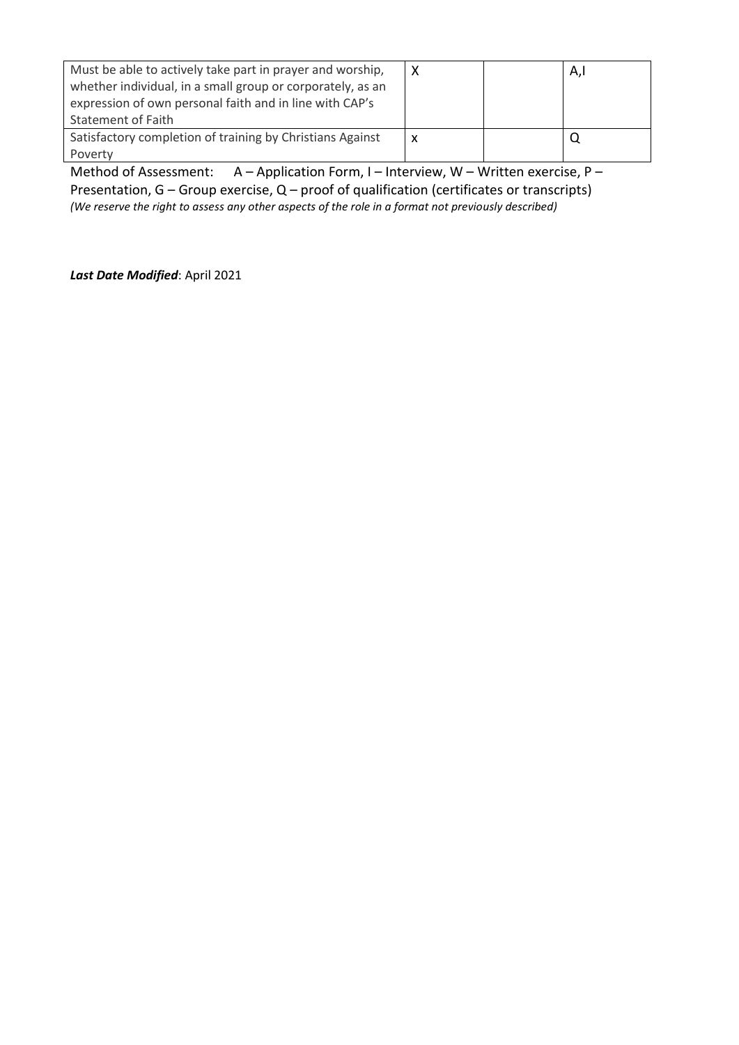| | | | |
|---|---|---|---|
| Must be able to actively take part in prayer and worship, whether individual, in a small group or corporately, as an expression of own personal faith and in line with CAP's Statement of Faith | X | | A,I |
| Satisfactory completion of training by Christians Against Poverty | x | | Q |

Method of Assessment: A – Application Form, I – Interview, W – Written exercise, P – Presentation, G – Group exercise, Q – proof of qualification (certificates or transcripts)

*(We reserve the right to assess any other aspects of the role in a format not previously described)*

***Last Date Modified***: April 2021